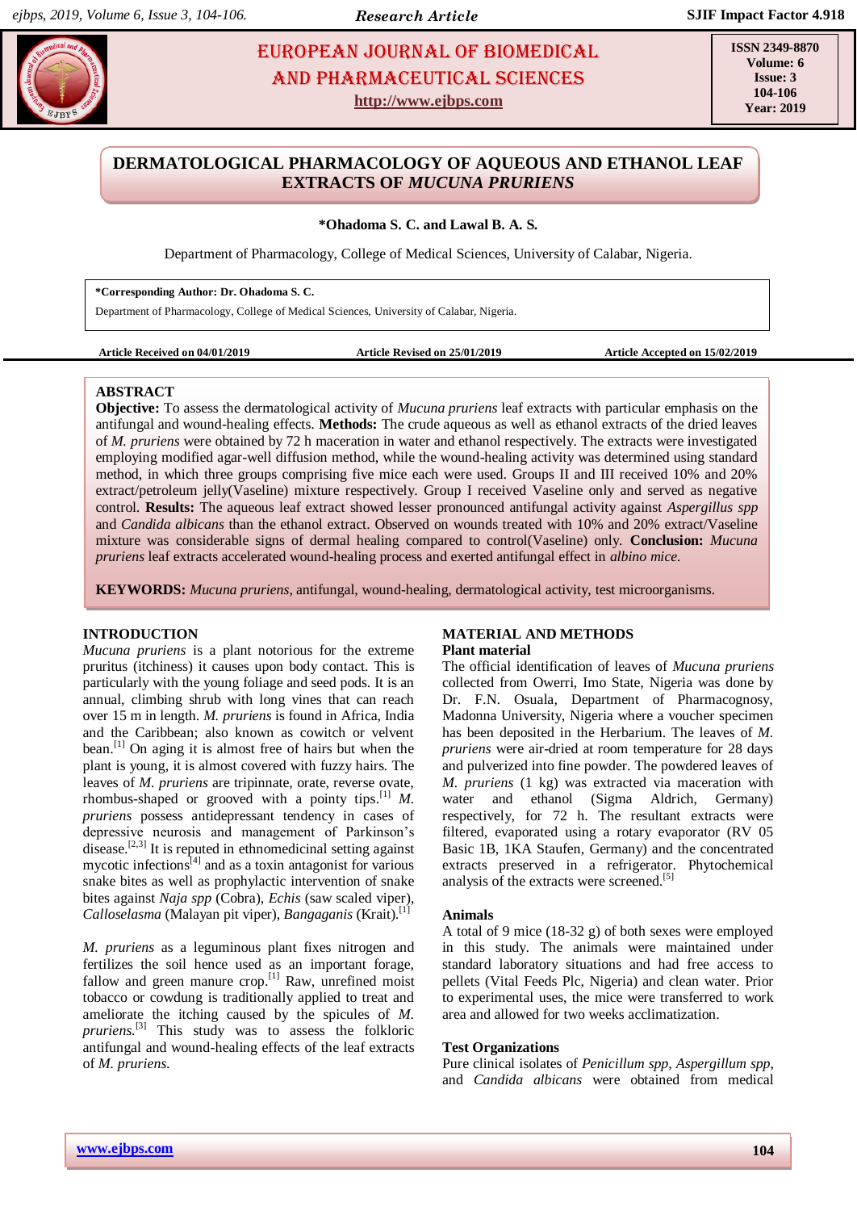# DERMATOLOGICAL PHARMACOLOGY OF AQUEOUS AND ETHANOL LEAF EXTRACTS OF *MUCUNA PRURIENS*

**\*Ohadoma S. C. and Lawal B. A. S.**

Department of Pharmacology, College of Medical Sciences, University of Calabar, Nigeria.

**\*Corresponding Author: Dr. Ohadoma S. C.**
Department of Pharmacology, College of Medical Sciences, University of Calabar, Nigeria.

**Article Received on 04/01/2019** | **Article Revised on 25/01/2019** | **Article Accepted on 15/02/2019**

## ABSTRACT

**Objective:** To assess the dermatological activity of *Mucuna pruriens* leaf extracts with particular emphasis on the antifungal and wound-healing effects. **Methods:** The crude aqueous as well as ethanol extracts of the dried leaves of *M. pruriens* were obtained by 72 h maceration in water and ethanol respectively. The extracts were investigated employing modified agar-well diffusion method, while the wound-healing activity was determined using standard method, in which three groups comprising five mice each were used. Groups II and III received 10% and 20% extract/petroleum jelly(Vaseline) mixture respectively. Group I received Vaseline only and served as negative control. **Results:** The aqueous leaf extract showed lesser pronounced antifungal activity against *Aspergillus spp* and *Candida albicans* than the ethanol extract. Observed on wounds treated with 10% and 20% extract/Vaseline mixture was considerable signs of dermal healing compared to control(Vaseline) only. **Conclusion:** *Mucuna pruriens* leaf extracts accelerated wound-healing process and exerted antifungal effect in *albino mice.*

**KEYWORDS:** *Mucuna pruriens,* antifungal, wound-healing, dermatological activity, test microorganisms.

## INTRODUCTION

*Mucuna pruriens* is a plant notorious for the extreme pruritus (itchiness) it causes upon body contact. This is particularly with the young foliage and seed pods. It is an annual, climbing shrub with long vines that can reach over 15 m in length. *M. pruriens* is found in Africa, India and the Caribbean; also known as cowitch or velvent bean.[1] On aging it is almost free of hairs but when the plant is young, it is almost covered with fuzzy hairs. The leaves of *M. pruriens* are tripinnate, orate, reverse ovate, rhombus-shaped or grooved with a pointy tips.[1] *M. pruriens* possess antidepressant tendency in cases of depressive neurosis and management of Parkinson's disease.[2,3] It is reputed in ethnomedicinal setting against mycotic infections[4] and as a toxin antagonist for various snake bites as well as prophylactic intervention of snake bites against *Naja spp* (Cobra), *Echis* (saw scaled viper), *Calloselasma* (Malayan pit viper), *Bangaganis* (Krait).[1]

*M. pruriens* as a leguminous plant fixes nitrogen and fertilizes the soil hence used as an important forage, fallow and green manure crop.[1] Raw, unrefined moist tobacco or cowdung is traditionally applied to treat and ameliorate the itching caused by the spicules of *M. pruriens.*[3] This study was to assess the folkloric antifungal and wound-healing effects of the leaf extracts of *M. pruriens.*

## MATERIAL AND METHODS

### Plant material

The official identification of leaves of *Mucuna pruriens* collected from Owerri, Imo State, Nigeria was done by Dr. F.N. Osuala, Department of Pharmacognosy, Madonna University, Nigeria where a voucher specimen has been deposited in the Herbarium. The leaves of *M. pruriens* were air-dried at room temperature for 28 days and pulverized into fine powder. The powdered leaves of *M. pruriens* (1 kg) was extracted via maceration with water and ethanol (Sigma Aldrich, Germany) respectively, for 72 h. The resultant extracts were filtered, evaporated using a rotary evaporator (RV 05 Basic 1B, 1KA Staufen, Germany) and the concentrated extracts preserved in a refrigerator. Phytochemical analysis of the extracts were screened.[5]

### Animals

A total of 9 mice (18-32 g) of both sexes were employed in this study. The animals were maintained under standard laboratory situations and had free access to pellets (Vital Feeds Plc, Nigeria) and clean water. Prior to experimental uses, the mice were transferred to work area and allowed for two weeks acclimatization.

### Test Organizations

Pure clinical isolates of *Penicillum spp*, *Aspergillum spp*, and *Candida albicans* were obtained from medical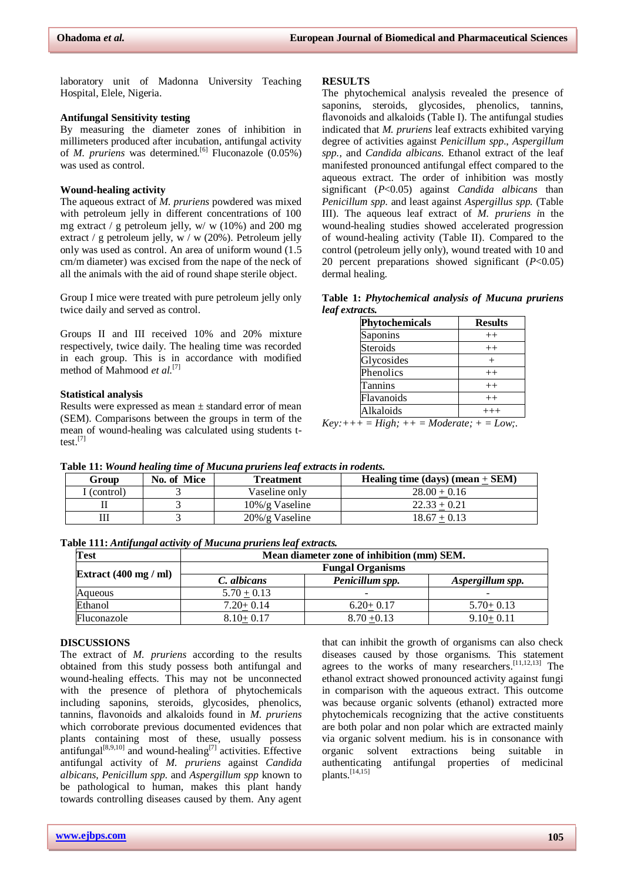laboratory unit of Madonna University Teaching Hospital, Elele, Nigeria.

### Antifungal Sensitivity testing

By measuring the diameter zones of inhibition in millimeters produced after incubation, antifungal activity of *M. pruriens* was determined.[6] Fluconazole (0.05%) was used as control.

### Wound-healing activity

The aqueous extract of *M. pruriens* powdered was mixed with petroleum jelly in different concentrations of 100 mg extract / g petroleum jelly, w/ w (10%) and 200 mg extract / g petroleum jelly, w / w (20%). Petroleum jelly only was used as control. An area of uniform wound (1.5 cm/m diameter) was excised from the nape of the neck of all the animals with the aid of round shape sterile object.

Group I mice were treated with pure petroleum jelly only twice daily and served as control.

Groups II and III received 10% and 20% mixture respectively, twice daily. The healing time was recorded in each group. This is in accordance with modified method of Mahmood *et al.*[7]

### Statistical analysis

Results were expressed as mean ± standard error of mean (SEM). Comparisons between the groups in term of the mean of wound-healing was calculated using students t-test.[7]

## RESULTS

The phytochemical analysis revealed the presence of saponins, steroids, glycosides, phenolics, tannins, flavonoids and alkaloids (Table I). The antifungal studies indicated that *M. pruriens* leaf extracts exhibited varying degree of activities against *Penicillum spp*., *Aspergillum spp.*, and *Candida albicans*. Ethanol extract of the leaf manifested pronounced antifungal effect compared to the aqueous extract. The order of inhibition was mostly significant ($P$<0.05) against *Candida albicans* than *Penicillum spp.* and least against *Aspergillus spp.* (Table III). The aqueous leaf extract of *M. pruriens i*n the wound-healing studies showed accelerated progression of wound-healing activity (Table II). Compared to the control (petroleum jelly only), wound treated with 10 and 20 percent preparations showed significant ($P$<0.05) dermal healing.

**Table 1:** ***Phytochemical analysis of Mucuna pruriens leaf extracts.***

| Phytochemicals | Results |
|---|---|
| Saponins | ++ |
| Steroids | ++ |
| Glycosides | + |
| Phenolics | ++ |
| Tannins | ++ |
| Flavanoids | ++ |
| Alkaloids | +++ |

*Key:+++ = High; ++ = Moderate; + = Low;.*

**Table 11:** ***Wound healing time of Mucuna pruriens leaf extracts in rodents.***

| Group | No. of Mice | Treatment | Healing time (days) (mean ± SEM) |
|---|---|---|---|
| I (control) | 3 | Vaseline only | 28.00 ± 0.16 |
| II | 3 | 10%/g Vaseline | 22.33 ± 0.21 |
| III | 3 | 20%/g Vaseline | 18.67 ± 0.13 |

**Table 111:** ***Antifungal activity of Mucuna pruriens leaf extracts.***

| Test | Mean diameter zone of inhibition (mm) SEM. | | |
|---|---|---|---|
| Extract (400 mg / ml) | Fungal Organisms | | |
| | *C. albicans* | *Penicillum spp.* | *Aspergillum spp.* |
| Aqueous | 5.70 ± 0.13 | - | - |
| Ethanol | 7.20± 0.14 | 6.20± 0.17 | 5.70± 0.13 |
| Fluconazole | 8.10± 0.17 | 8.70 ±0.13 | 9.10± 0.11 |

## DISCUSSIONS

The extract of *M. pruriens* according to the results obtained from this study possess both antifungal and wound-healing effects. This may not be unconnected with the presence of plethora of phytochemicals including saponins, steroids, glycosides, phenolics, tannins, flavonoids and alkaloids found in *M. pruriens* which corroborate previous documented evidences that plants containing most of these, usually possess antifungal[8,9,10] and wound-healing[7] activities. Effective antifungal activity of *M. pruriens* against *Candida albicans, Penicillum spp.* and *Aspergillum spp* known to be pathological to human, makes this plant handy towards controlling diseases caused by them. Any agent that can inhibit the growth of organisms can also check diseases caused by those organisms. This statement agrees to the works of many researchers.[11,12,13] The ethanol extract showed pronounced activity against fungi in comparison with the aqueous extract. This outcome was because organic solvents (ethanol) extracted more phytochemicals recognizing that the active constituents are both polar and non polar which are extracted mainly via organic solvent medium. his is in consonance with organic solvent extractions being suitable in authenticating antifungal properties of medicinal plants.[14,15]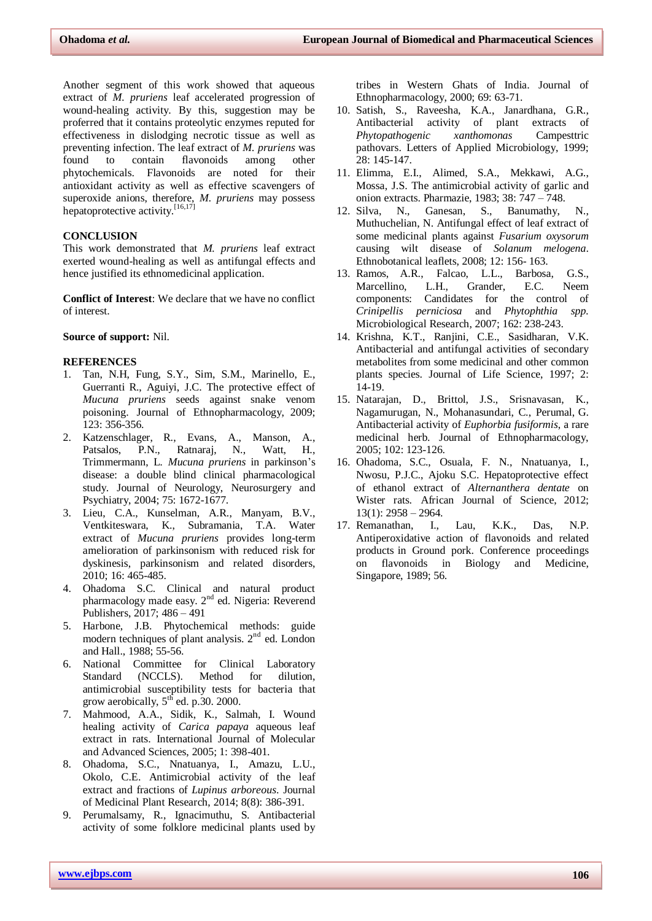Another segment of this work showed that aqueous extract of *M. pruriens* leaf accelerated progression of wound-healing activity. By this, suggestion may be proferred that it contains proteolytic enzymes reputed for effectiveness in dislodging necrotic tissue as well as preventing infection. The leaf extract of *M. pruriens* was found to contain flavonoids among other phytochemicals. Flavonoids are noted for their antioxidant activity as well as effective scavengers of superoxide anions, therefore, *M. pruriens* may possess hepatoprotective activity.[16,17]

## CONCLUSION

This work demonstrated that *M. pruriens* leaf extract exerted wound-healing as well as antifungal effects and hence justified its ethnomedicinal application.

**Conflict of Interest**: We declare that we have no conflict of interest.

**Source of support:** Nil.

## REFERENCES

1. Tan, N.H, Fung, S.Y., Sim, S.M., Marinello, E., Guerranti R., Aguiyi, J.C. The protective effect of *Mucuna pruriens* seeds against snake venom poisoning. Journal of Ethnopharmacology, 2009; 123: 356-356.
2. Katzenschlager, R., Evans, A., Manson, A., Patsalos, P.N., Ratnaraj, N., Watt, H., Trimmermann, L. *Mucuna pruriens* in parkinson's disease: a double blind clinical pharmacological study. Journal of Neurology, Neurosurgery and Psychiatry, 2004; 75: 1672-1677.
3. Lieu, C.A., Kunselman, A.R., Manyam, B.V., Ventkiteswara, K., Subramania, T.A. Water extract of *Mucuna pruriens* provides long-term amelioration of parkinsonism with reduced risk for dyskinesis, parkinsonism and related disorders, 2010; 16: 465-485.
4. Ohadoma S.C. Clinical and natural product pharmacology made easy. 2nd ed. Nigeria: Reverend Publishers, 2017; 486 – 491
5. Harbone, J.B. Phytochemical methods: guide modern techniques of plant analysis. 2nd ed. London and Hall., 1988; 55-56.
6. National Committee for Clinical Laboratory Standard (NCCLS). Method for dilution, antimicrobial susceptibility tests for bacteria that grow aerobically, 5th ed. p.30. 2000.
7. Mahmood, A.A., Sidik, K., Salmah, I. Wound healing activity of *Carica papaya* aqueous leaf extract in rats. International Journal of Molecular and Advanced Sciences, 2005; 1: 398-401.
8. Ohadoma, S.C., Nnatuanya, I., Amazu, L.U., Okolo, C.E. Antimicrobial activity of the leaf extract and fractions of *Lupinus arboreous*. Journal of Medicinal Plant Research, 2014; 8(8): 386-391.
9. Perumalsamy, R., Ignacimuthu, S. Antibacterial activity of some folklore medicinal plants used by tribes in Western Ghats of India. Journal of Ethnopharmacology, 2000; 69: 63-71.
10. Satish, S., Raveesha, K.A., Janardhana, G.R., Antibacterial activity of plant extracts of *Phytopathogenic xanthomonas* Campesttric pathovars. Letters of Applied Microbiology, 1999; 28: 145-147.
11. Elimma, E.I., Alimed, S.A., Mekkawi, A.G., Mossa, J.S. The antimicrobial activity of garlic and onion extracts. Pharmazie, 1983; 38: 747 – 748.
12. Silva, N., Ganesan, S., Banumathy, N., Muthuchelian, N. Antifungal effect of leaf extract of some medicinal plants against *Fusarium oxysorum* causing wilt disease of *Solanum melogena*. Ethnobotanical leaflets, 2008; 12: 156- 163.
13. Ramos, A.R., Falcao, L.L., Barbosa, G.S., Marcellino, L.H., Grander, E.C. Neem components: Candidates for the control of *Crinipellis perniciosa* and *Phytophthia spp.* Microbiological Research, 2007; 162: 238-243.
14. Krishna, K.T., Ranjini, C.E., Sasidharan, V.K. Antibacterial and antifungal activities of secondary metabolites from some medicinal and other common plants species. Journal of Life Science, 1997; 2: 14-19.
15. Natarajan, D., Brittol, J.S., Srisnavasan, K., Nagamurugan, N., Mohanasundari, C., Perumal, G. Antibacterial activity of *Euphorbia fusiformis*, a rare medicinal herb. Journal of Ethnopharmacology, 2005; 102: 123-126.
16. Ohadoma, S.C., Osuala, F. N., Nnatuanya, I., Nwosu, P.J.C., Ajoku S.C. Hepatoprotective effect of ethanol extract of *Alternanthera dentate* on Wister rats. African Journal of Science, 2012; 13(1): 2958 – 2964.
17. Remanathan, I., Lau, K.K., Das, N.P. Antiperoxidative action of flavonoids and related products in Ground pork. Conference proceedings on flavonoids in Biology and Medicine, Singapore, 1989; 56.